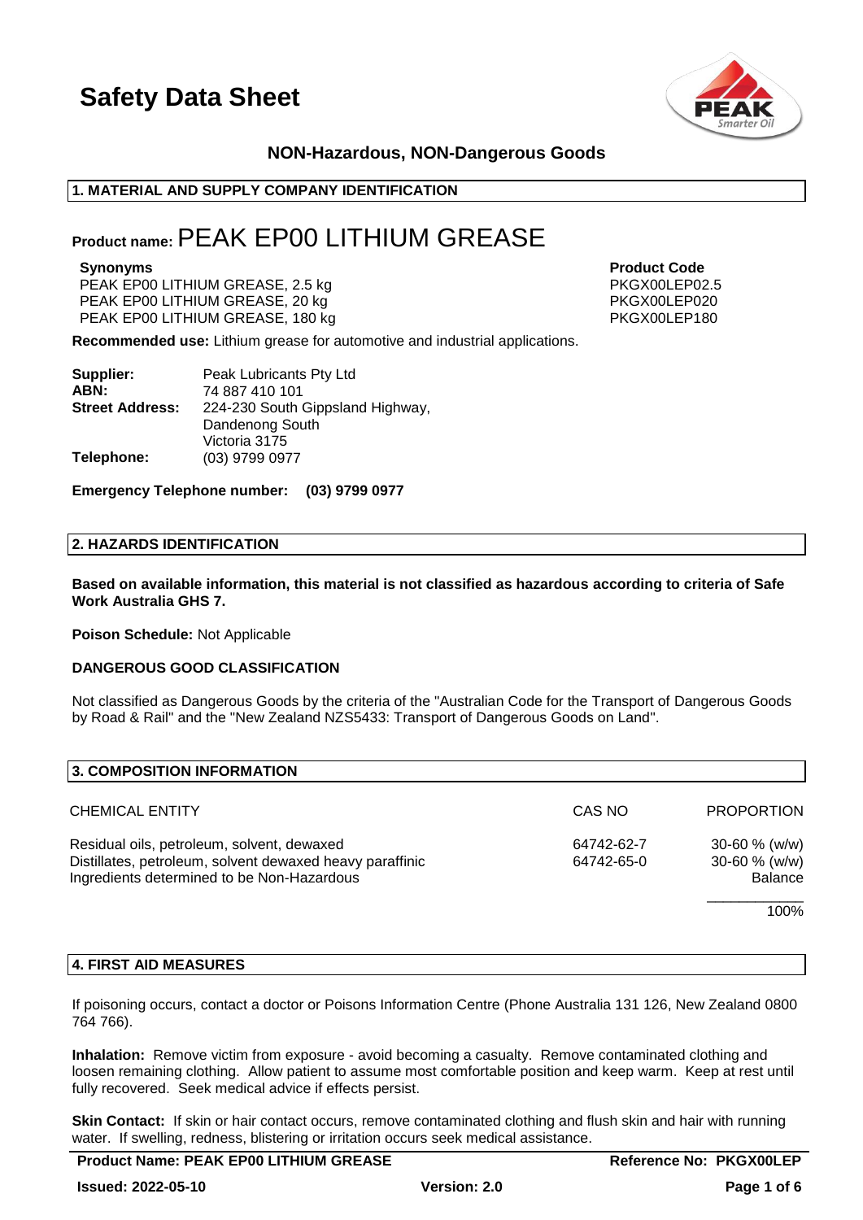# Safety Data Sheet

**NON-Hazardous, NON-Dangerous Goods**

## 1. MATERIAL AND SUPPLY COMPANY IDENTIFICATION

**Product name:** PEAK EP00 LITHIUM GREASE

| **Synonyms** | **Product Code** |
|---|---|
| PEAK EP00 LITHIUM GREASE, 2.5 kg | PKGX00LEP02.5 |
| PEAK EP00 LITHIUM GREASE, 20 kg | PKGX00LEP020 |
| PEAK EP00 LITHIUM GREASE, 180 kg | PKGX00LEP180 |

**Recommended use:** Lithium grease for automotive and industrial applications.

**Supplier:** Peak Lubricants Pty Ltd
**ABN:** 74 887 410 101
**Street Address:** 224-230 South Gippsland Highway, Dandenong South, Victoria 3175
**Telephone:** (03) 9799 0977

**Emergency Telephone number: (03) 9799 0977**

## 2. HAZARDS IDENTIFICATION

**Based on available information, this material is not classified as hazardous according to criteria of Safe Work Australia GHS 7.**

**Poison Schedule:** Not Applicable

**DANGEROUS GOOD CLASSIFICATION**

Not classified as Dangerous Goods by the criteria of the "Australian Code for the Transport of Dangerous Goods by Road & Rail" and the "New Zealand NZS5433: Transport of Dangerous Goods on Land".

## 3. COMPOSITION INFORMATION

| CHEMICAL ENTITY | CAS NO | PROPORTION |
|---|---|---|
| Residual oils, petroleum, solvent, dewaxed | 64742-62-7 | 30-60 % (w/w) |
| Distillates, petroleum, solvent dewaxed heavy paraffinic | 64742-65-0 | 30-60 % (w/w) |
| Ingredients determined to be Non-Hazardous | | Balance |
| | | 100% |

## 4. FIRST AID MEASURES

If poisoning occurs, contact a doctor or Poisons Information Centre (Phone Australia 131 126, New Zealand 0800 764 766).

**Inhalation:** Remove victim from exposure - avoid becoming a casualty. Remove contaminated clothing and loosen remaining clothing. Allow patient to assume most comfortable position and keep warm. Keep at rest until fully recovered. Seek medical advice if effects persist.

**Skin Contact:** If skin or hair contact occurs, remove contaminated clothing and flush skin and hair with running water. If swelling, redness, blistering or irritation occurs seek medical assistance.

**Product Name: PEAK EP00 LITHIUM GREASE** | **Reference No: PKGX00LEP**
**Issued: 2022-05-10** | **Version: 2.0**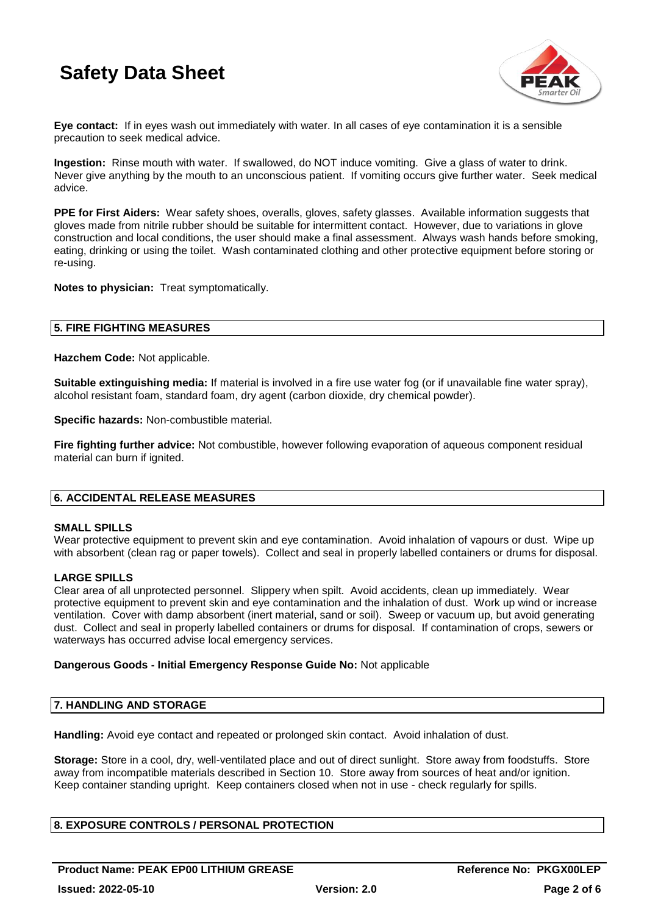**Eye contact:** If in eyes wash out immediately with water. In all cases of eye contamination it is a sensible precaution to seek medical advice.

**Ingestion:** Rinse mouth with water. If swallowed, do NOT induce vomiting. Give a glass of water to drink. Never give anything by the mouth to an unconscious patient. If vomiting occurs give further water. Seek medical advice.

**PPE for First Aiders:** Wear safety shoes, overalls, gloves, safety glasses. Available information suggests that gloves made from nitrile rubber should be suitable for intermittent contact. However, due to variations in glove construction and local conditions, the user should make a final assessment. Always wash hands before smoking, eating, drinking or using the toilet. Wash contaminated clothing and other protective equipment before storing or re-using.

**Notes to physician:** Treat symptomatically.

## 5. FIRE FIGHTING MEASURES

**Hazchem Code:** Not applicable.

**Suitable extinguishing media:** If material is involved in a fire use water fog (or if unavailable fine water spray), alcohol resistant foam, standard foam, dry agent (carbon dioxide, dry chemical powder).

**Specific hazards:** Non-combustible material.

**Fire fighting further advice:** Not combustible, however following evaporation of aqueous component residual material can burn if ignited.

## 6. ACCIDENTAL RELEASE MEASURES

**SMALL SPILLS**

Wear protective equipment to prevent skin and eye contamination. Avoid inhalation of vapours or dust. Wipe up with absorbent (clean rag or paper towels). Collect and seal in properly labelled containers or drums for disposal.

**LARGE SPILLS**

Clear area of all unprotected personnel. Slippery when spilt. Avoid accidents, clean up immediately. Wear protective equipment to prevent skin and eye contamination and the inhalation of dust. Work up wind or increase ventilation. Cover with damp absorbent (inert material, sand or soil). Sweep or vacuum up, but avoid generating dust. Collect and seal in properly labelled containers or drums for disposal. If contamination of crops, sewers or waterways has occurred advise local emergency services.

**Dangerous Goods - Initial Emergency Response Guide No:** Not applicable

## 7. HANDLING AND STORAGE

**Handling:** Avoid eye contact and repeated or prolonged skin contact. Avoid inhalation of dust.

**Storage:** Store in a cool, dry, well-ventilated place and out of direct sunlight. Store away from foodstuffs. Store away from incompatible materials described in Section 10. Store away from sources of heat and/or ignition. Keep container standing upright. Keep containers closed when not in use - check regularly for spills.

## 8. EXPOSURE CONTROLS / PERSONAL PROTECTION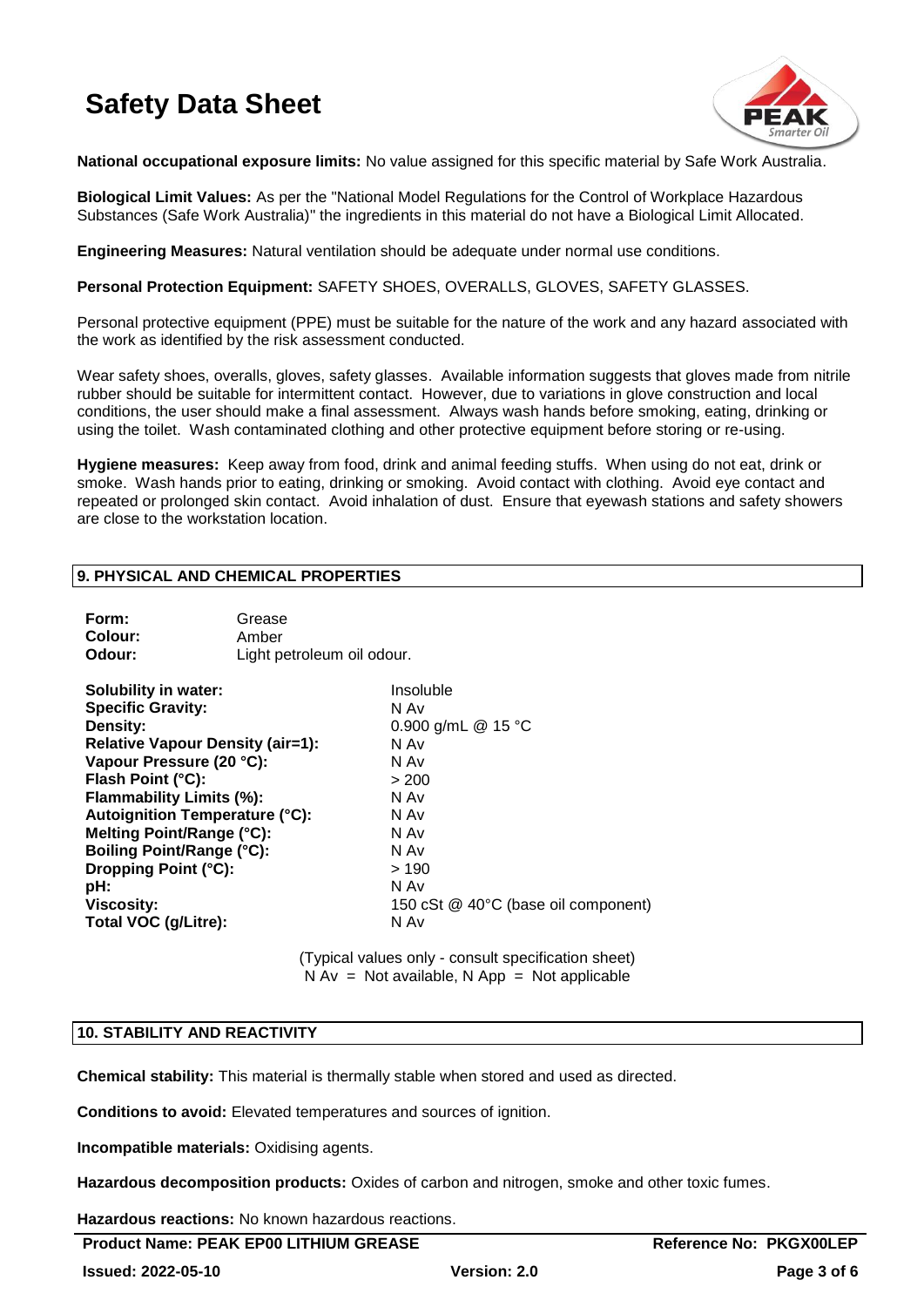**National occupational exposure limits:** No value assigned for this specific material by Safe Work Australia.

**Biological Limit Values:** As per the "National Model Regulations for the Control of Workplace Hazardous Substances (Safe Work Australia)" the ingredients in this material do not have a Biological Limit Allocated.

**Engineering Measures:** Natural ventilation should be adequate under normal use conditions.

**Personal Protection Equipment:** SAFETY SHOES, OVERALLS, GLOVES, SAFETY GLASSES.

Personal protective equipment (PPE) must be suitable for the nature of the work and any hazard associated with the work as identified by the risk assessment conducted.

Wear safety shoes, overalls, gloves, safety glasses. Available information suggests that gloves made from nitrile rubber should be suitable for intermittent contact. However, due to variations in glove construction and local conditions, the user should make a final assessment. Always wash hands before smoking, eating, drinking or using the toilet. Wash contaminated clothing and other protective equipment before storing or re-using.

**Hygiene measures:** Keep away from food, drink and animal feeding stuffs. When using do not eat, drink or smoke. Wash hands prior to eating, drinking or smoking. Avoid contact with clothing. Avoid eye contact and repeated or prolonged skin contact. Avoid inhalation of dust. Ensure that eyewash stations and safety showers are close to the workstation location.

## 9. PHYSICAL AND CHEMICAL PROPERTIES

| | |
|---|---|
| **Form:** | Grease |
| **Colour:** | Amber |
| **Odour:** | Light petroleum oil odour. |

| | |
|---|---|
| **Solubility in water:** | Insoluble |
| **Specific Gravity:** | N Av |
| **Density:** | 0.900 g/mL @ 15 °C |
| **Relative Vapour Density (air=1):** | N Av |
| **Vapour Pressure (20 °C):** | N Av |
| **Flash Point (°C):** | > 200 |
| **Flammability Limits (%):** | N Av |
| **Autoignition Temperature (°C):** | N Av |
| **Melting Point/Range (°C):** | N Av |
| **Boiling Point/Range (°C):** | N Av |
| **Dropping Point (°C):** | > 190 |
| **pH:** | N Av |
| **Viscosity:** | 150 cSt @ 40°C (base oil component) |
| **Total VOC (g/Litre):** | N Av |

(Typical values only - consult specification sheet)
N Av = Not available, N App = Not applicable

## 10. STABILITY AND REACTIVITY

**Chemical stability:** This material is thermally stable when stored and used as directed.

**Conditions to avoid:** Elevated temperatures and sources of ignition.

**Incompatible materials:** Oxidising agents.

**Hazardous decomposition products:** Oxides of carbon and nitrogen, smoke and other toxic fumes.

**Hazardous reactions:** No known hazardous reactions.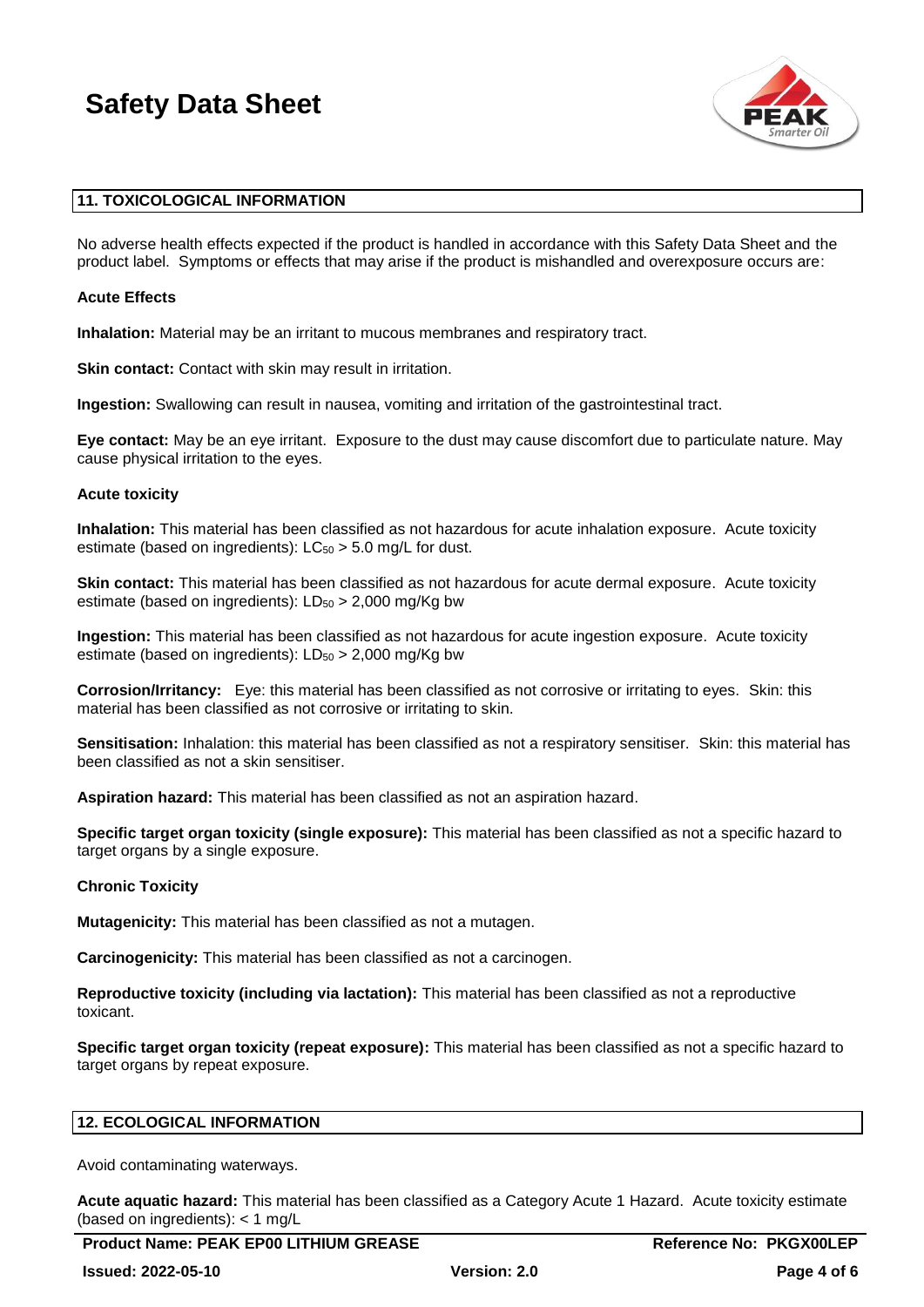## 11. TOXICOLOGICAL INFORMATION

No adverse health effects expected if the product is handled in accordance with this Safety Data Sheet and the product label. Symptoms or effects that may arise if the product is mishandled and overexposure occurs are:

**Acute Effects**

**Inhalation:** Material may be an irritant to mucous membranes and respiratory tract.

**Skin contact:** Contact with skin may result in irritation.

**Ingestion:** Swallowing can result in nausea, vomiting and irritation of the gastrointestinal tract.

**Eye contact:** May be an eye irritant. Exposure to the dust may cause discomfort due to particulate nature. May cause physical irritation to the eyes.

**Acute toxicity**

**Inhalation:** This material has been classified as not hazardous for acute inhalation exposure. Acute toxicity estimate (based on ingredients): $LC_{50}$ > 5.0 mg/L for dust.

**Skin contact:** This material has been classified as not hazardous for acute dermal exposure. Acute toxicity estimate (based on ingredients): $LD_{50}$ > 2,000 mg/Kg bw

**Ingestion:** This material has been classified as not hazardous for acute ingestion exposure. Acute toxicity estimate (based on ingredients): $LD_{50}$ > 2,000 mg/Kg bw

**Corrosion/Irritancy:** Eye: this material has been classified as not corrosive or irritating to eyes. Skin: this material has been classified as not corrosive or irritating to skin.

**Sensitisation:** Inhalation: this material has been classified as not a respiratory sensitiser. Skin: this material has been classified as not a skin sensitiser.

**Aspiration hazard:** This material has been classified as not an aspiration hazard.

**Specific target organ toxicity (single exposure):** This material has been classified as not a specific hazard to target organs by a single exposure.

**Chronic Toxicity**

**Mutagenicity:** This material has been classified as not a mutagen.

**Carcinogenicity:** This material has been classified as not a carcinogen.

**Reproductive toxicity (including via lactation):** This material has been classified as not a reproductive toxicant.

**Specific target organ toxicity (repeat exposure):** This material has been classified as not a specific hazard to target organs by repeat exposure.

## 12. ECOLOGICAL INFORMATION

Avoid contaminating waterways.

**Acute aquatic hazard:** This material has been classified as a Category Acute 1 Hazard. Acute toxicity estimate (based on ingredients): < 1 mg/L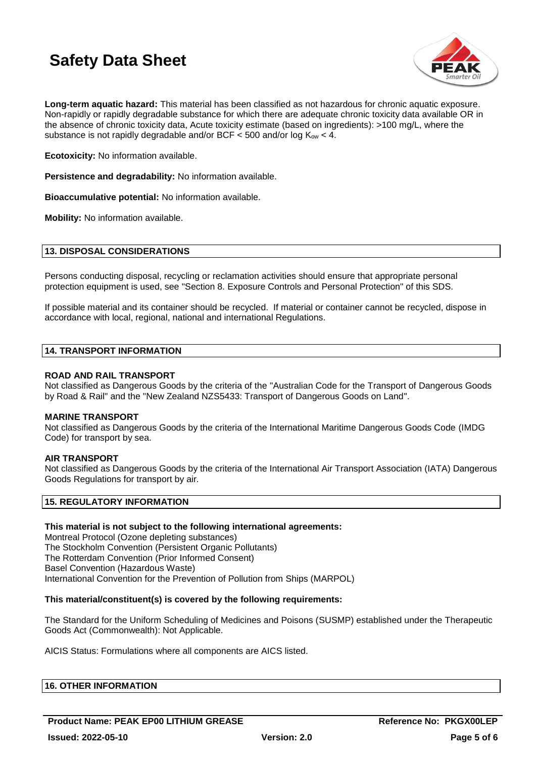**Long-term aquatic hazard:** This material has been classified as not hazardous for chronic aquatic exposure. Non-rapidly or rapidly degradable substance for which there are adequate chronic toxicity data available OR in the absence of chronic toxicity data, Acute toxicity estimate (based on ingredients): >100 mg/L, where the substance is not rapidly degradable and/or BCF < 500 and/or log $K_{ow}$ < 4.

**Ecotoxicity:** No information available.

**Persistence and degradability:** No information available.

**Bioaccumulative potential:** No information available.

**Mobility:** No information available.

## 13. DISPOSAL CONSIDERATIONS

Persons conducting disposal, recycling or reclamation activities should ensure that appropriate personal protection equipment is used, see "Section 8. Exposure Controls and Personal Protection" of this SDS.

If possible material and its container should be recycled. If material or container cannot be recycled, dispose in accordance with local, regional, national and international Regulations.

## 14. TRANSPORT INFORMATION

**ROAD AND RAIL TRANSPORT**
Not classified as Dangerous Goods by the criteria of the "Australian Code for the Transport of Dangerous Goods by Road & Rail" and the "New Zealand NZS5433: Transport of Dangerous Goods on Land".

**MARINE TRANSPORT**
Not classified as Dangerous Goods by the criteria of the International Maritime Dangerous Goods Code (IMDG Code) for transport by sea.

**AIR TRANSPORT**
Not classified as Dangerous Goods by the criteria of the International Air Transport Association (IATA) Dangerous Goods Regulations for transport by air.

## 15. REGULATORY INFORMATION

**This material is not subject to the following international agreements:**
Montreal Protocol (Ozone depleting substances)
The Stockholm Convention (Persistent Organic Pollutants)
The Rotterdam Convention (Prior Informed Consent)
Basel Convention (Hazardous Waste)
International Convention for the Prevention of Pollution from Ships (MARPOL)

**This material/constituent(s) is covered by the following requirements:**

The Standard for the Uniform Scheduling of Medicines and Poisons (SUSMP) established under the Therapeutic Goods Act (Commonwealth): Not Applicable.

AICIS Status: Formulations where all components are AICS listed.

## 16. OTHER INFORMATION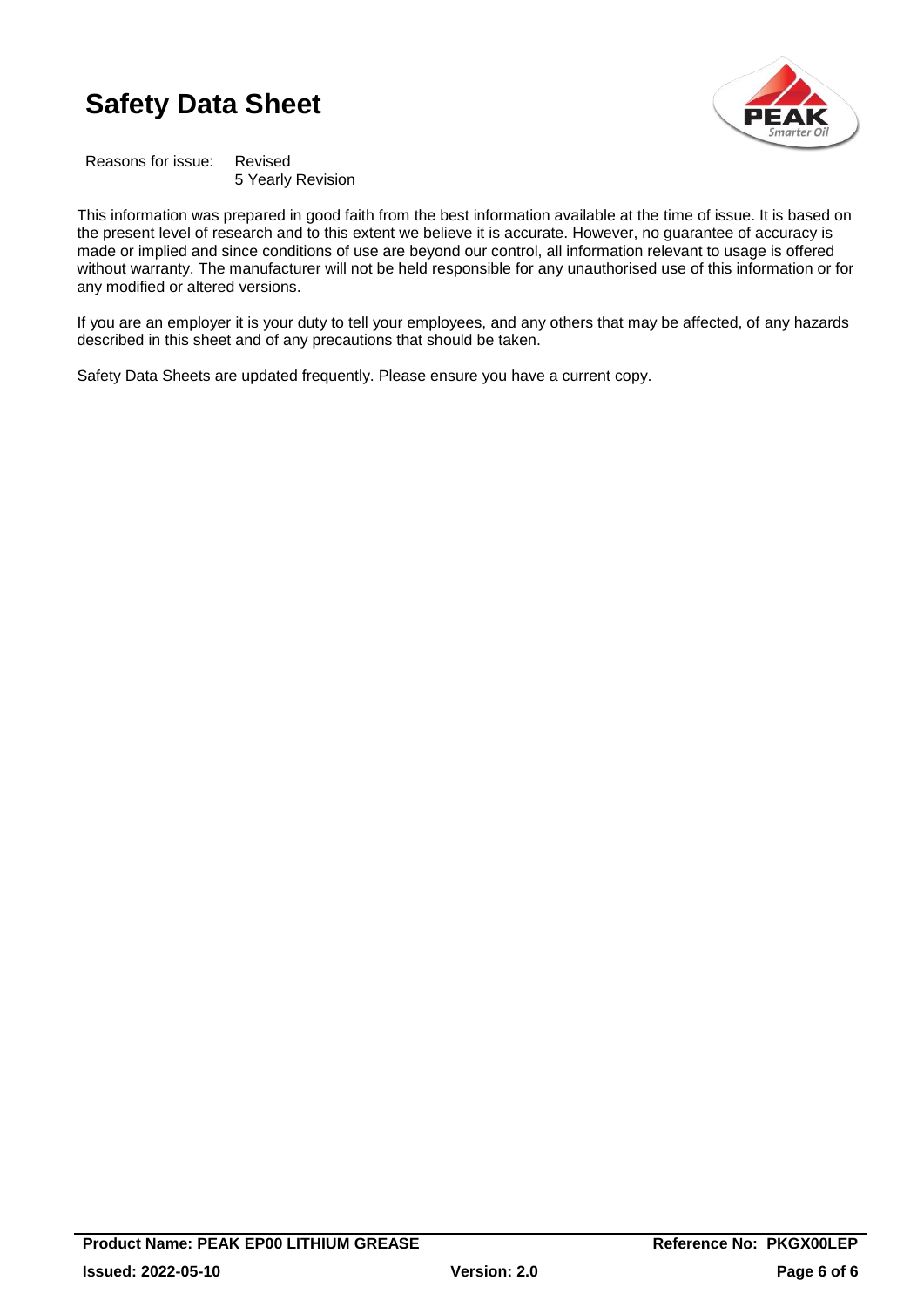# Safety Data Sheet

| | |
|---|---|
| Reasons for issue: | Revised<br>5 Yearly Revision |

This information was prepared in good faith from the best information available at the time of issue. It is based on the present level of research and to this extent we believe it is accurate. However, no guarantee of accuracy is made or implied and since conditions of use are beyond our control, all information relevant to usage is offered without warranty. The manufacturer will not be held responsible for any unauthorised use of this information or for any modified or altered versions.

If you are an employer it is your duty to tell your employees, and any others that may be affected, of any hazards described in this sheet and of any precautions that should be taken.

Safety Data Sheets are updated frequently. Please ensure you have a current copy.